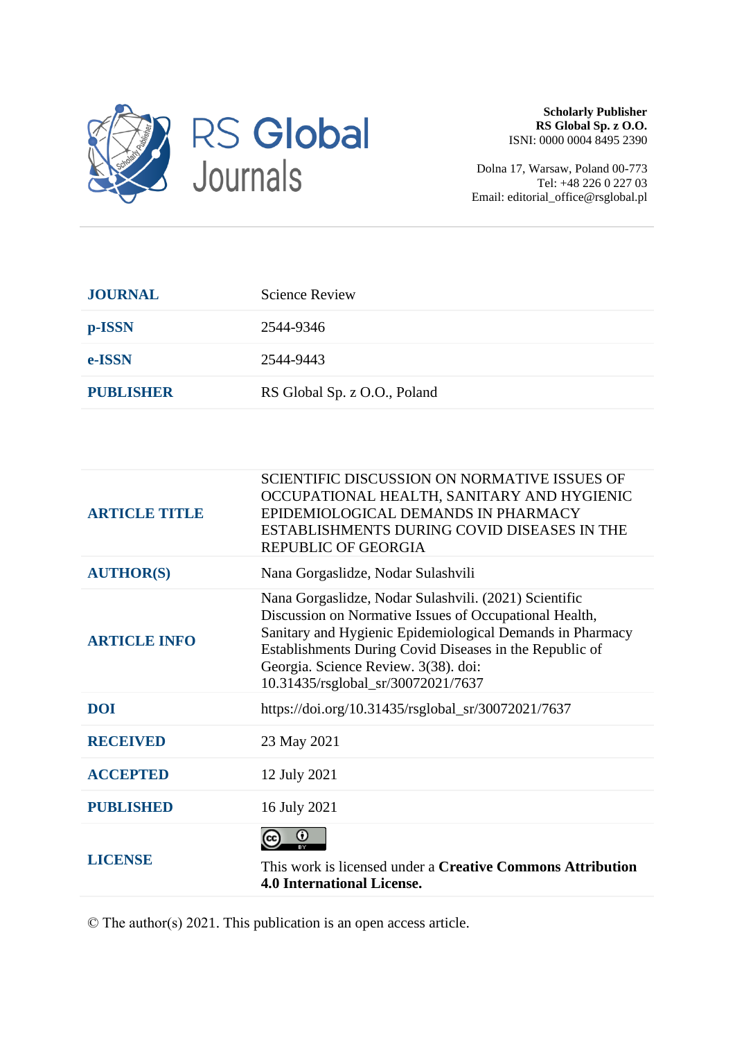RS Global Journals

**Scholarly Publisher**
**RS Global Sp. z O.O.**
ISNI: 0000 0004 8495 2390

Dolna 17, Warsaw, Poland 00-773
Tel: +48 226 0 227 03
Email: editorial_office@rsglobal.pl

| | |
|---|---|
| **JOURNAL** | Science Review |
| **p-ISSN** | 2544-9346 |
| **e-ISSN** | 2544-9443 |
| **PUBLISHER** | RS Global Sp. z O.O., Poland |

| | |
|---|---|
| **ARTICLE TITLE** | SCIENTIFIC DISCUSSION ON NORMATIVE ISSUES OF OCCUPATIONAL HEALTH, SANITARY AND HYGIENIC EPIDEMIOLOGICAL DEMANDS IN PHARMACY ESTABLISHMENTS DURING COVID DISEASES IN THE REPUBLIC OF GEORGIA |
| **AUTHOR(S)** | Nana Gorgaslidze, Nodar Sulashvili |
| **ARTICLE INFO** | Nana Gorgaslidze, Nodar Sulashvili. (2021) Scientific Discussion on Normative Issues of Occupational Health, Sanitary and Hygienic Epidemiological Demands in Pharmacy Establishments During Covid Diseases in the Republic of Georgia. Science Review. 3(38). doi: 10.31435/rsglobal_sr/30072021/7637 |
| **DOI** | https://doi.org/10.31435/rsglobal_sr/30072021/7637 |
| **RECEIVED** | 23 May 2021 |
| **ACCEPTED** | 12 July 2021 |
| **PUBLISHED** | 16 July 2021 |
| **LICENSE** | This work is licensed under a **Creative Commons Attribution 4.0 International License.** |

© The author(s) 2021. This publication is an open access article.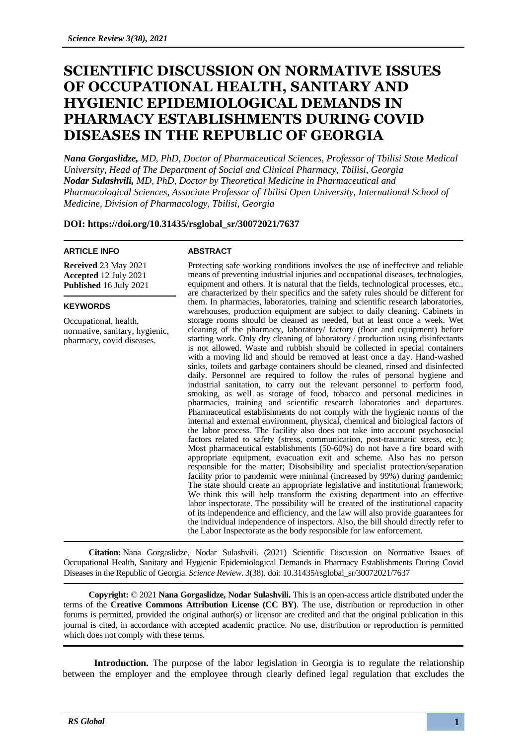# SCIENTIFIC DISCUSSION ON NORMATIVE ISSUES OF OCCUPATIONAL HEALTH, SANITARY AND HYGIENIC EPIDEMIOLOGICAL DEMANDS IN PHARMACY ESTABLISHMENTS DURING COVID DISEASES IN THE REPUBLIC OF GEORGIA

***Nana Gorgaslidze,*** *MD, PhD, Doctor of Pharmaceutical Sciences, Professor of Tbilisi State Medical University, Head of The Department of Social and Clinical Pharmacy, Tbilisi, Georgia*
***Nodar Sulashvili,*** *MD, PhD, Doctor by Theoretical Medicine in Pharmaceutical and Pharmacological Sciences, Associate Professor of Tbilisi Open University, International School of Medicine, Division of Pharmacology, Tbilisi, Georgia*

**DOI: https://doi.org/10.31435/rsglobal_sr/30072021/7637**

**ARTICLE INFO**

**Received** 23 May 2021
**Accepted** 12 July 2021
**Published** 16 July 2021

**KEYWORDS**

Occupational, health, normative, sanitary, hygienic, pharmacy, covid diseases.

**ABSTRACT**

Protecting safe working conditions involves the use of ineffective and reliable means of preventing industrial injuries and occupational diseases, technologies, equipment and others. It is natural that the fields, technological processes, etc., are characterized by their specifics and the safety rules should be different for them. In pharmacies, laboratories, training and scientific research laboratories, warehouses, production equipment are subject to daily cleaning. Cabinets in storage rooms should be cleaned as needed, but at least once a week. Wet cleaning of the pharmacy, laboratory/ factory (floor and equipment) before starting work. Only dry cleaning of laboratory / production using disinfectants is not allowed. Waste and rubbish should be collected in special containers with a moving lid and should be removed at least once a day. Hand-washed sinks, toilets and garbage containers should be cleaned, rinsed and disinfected daily. Personnel are required to follow the rules of personal hygiene and industrial sanitation, to carry out the relevant personnel to perform food, smoking, as well as storage of food, tobacco and personal medicines in pharmacies, training and scientific research laboratories and departures. Pharmaceutical establishments do not comply with the hygienic norms of the internal and external environment, physical, chemical and biological factors of the labor process. The facility also does not take into account psychosocial factors related to safety (stress, communication, post-traumatic stress, etc.); Most pharmaceutical establishments (50-60%) do not have a fire board with appropriate equipment, evacuation exit and scheme. Also has no person responsible for the matter; Disobsibility and specialist protection/separation facility prior to pandemic were minimal (increased by 99%) during pandemic; The state should create an appropriate legislative and institutional framework; We think this will help transform the existing department into an effective labor inspectorate. The possibility will be created of the institutional capacity of its independence and efficiency, and the law will also provide guarantees for the individual independence of inspectors. Also, the bill should directly refer to the Labor Inspectorate as the body responsible for law enforcement.

**Citation:** Nana Gorgaslidze, Nodar Sulashvili. (2021) Scientific Discussion on Normative Issues of Occupational Health, Sanitary and Hygienic Epidemiological Demands in Pharmacy Establishments During Covid Diseases in the Republic of Georgia. *Science Review.* 3(38). doi: 10.31435/rsglobal_sr/30072021/7637

**Copyright:** © 2021 **Nana Gorgaslidze, Nodar Sulashvili.** This is an open-access article distributed under the terms of the **Creative Commons Attribution License (CC BY)**. The use, distribution or reproduction in other forums is permitted, provided the original author(s) or licensor are credited and that the original publication in this journal is cited, in accordance with accepted academic practice. No use, distribution or reproduction is permitted which does not comply with these terms.

**Introduction.** The purpose of the labor legislation in Georgia is to regulate the relationship between the employer and the employee through clearly defined legal regulation that excludes the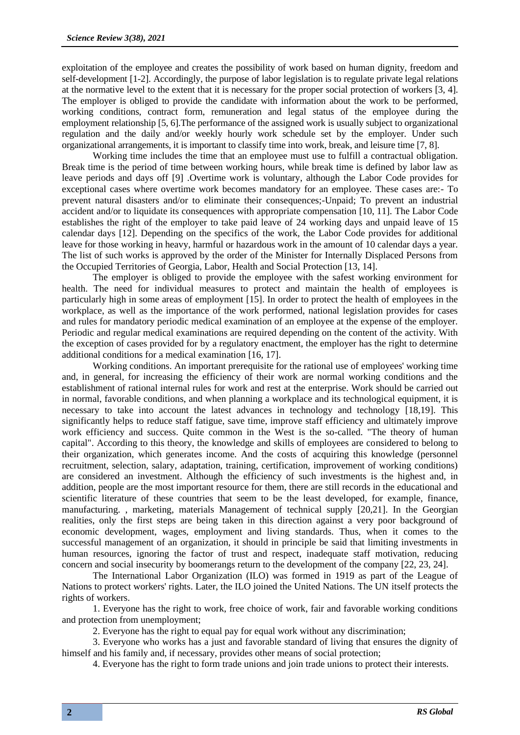exploitation of the employee and creates the possibility of work based on human dignity, freedom and self-development [1-2]. Accordingly, the purpose of labor legislation is to regulate private legal relations at the normative level to the extent that it is necessary for the proper social protection of workers [3, 4]. The employer is obliged to provide the candidate with information about the work to be performed, working conditions, contract form, remuneration and legal status of the employee during the employment relationship [5, 6].The performance of the assigned work is usually subject to organizational regulation and the daily and/or weekly hourly work schedule set by the employer. Under such organizational arrangements, it is important to classify time into work, break, and leisure time [7, 8].

Working time includes the time that an employee must use to fulfill a contractual obligation. Break time is the period of time between working hours, while break time is defined by labor law as leave periods and days off [9] .Overtime work is voluntary, although the Labor Code provides for exceptional cases where overtime work becomes mandatory for an employee. These cases are:- To prevent natural disasters and/or to eliminate their consequences;-Unpaid; To prevent an industrial accident and/or to liquidate its consequences with appropriate compensation [10, 11]. The Labor Code establishes the right of the employer to take paid leave of 24 working days and unpaid leave of 15 calendar days [12]. Depending on the specifics of the work, the Labor Code provides for additional leave for those working in heavy, harmful or hazardous work in the amount of 10 calendar days a year. The list of such works is approved by the order of the Minister for Internally Displaced Persons from the Occupied Territories of Georgia, Labor, Health and Social Protection [13, 14].

The employer is obliged to provide the employee with the safest working environment for health. The need for individual measures to protect and maintain the health of employees is particularly high in some areas of employment [15]. In order to protect the health of employees in the workplace, as well as the importance of the work performed, national legislation provides for cases and rules for mandatory periodic medical examination of an employee at the expense of the employer. Periodic and regular medical examinations are required depending on the content of the activity. With the exception of cases provided for by a regulatory enactment, the employer has the right to determine additional conditions for a medical examination [16, 17].

Working conditions. An important prerequisite for the rational use of employees' working time and, in general, for increasing the efficiency of their work are normal working conditions and the establishment of rational internal rules for work and rest at the enterprise. Work should be carried out in normal, favorable conditions, and when planning a workplace and its technological equipment, it is necessary to take into account the latest advances in technology and technology [18,19]. This significantly helps to reduce staff fatigue, save time, improve staff efficiency and ultimately improve work efficiency and success. Quite common in the West is the so-called. "The theory of human capital". According to this theory, the knowledge and skills of employees are considered to belong to their organization, which generates income. And the costs of acquiring this knowledge (personnel recruitment, selection, salary, adaptation, training, certification, improvement of working conditions) are considered an investment. Although the efficiency of such investments is the highest and, in addition, people are the most important resource for them, there are still records in the educational and scientific literature of these countries that seem to be the least developed, for example, finance, manufacturing. , marketing, materials Management of technical supply [20,21]. In the Georgian realities, only the first steps are being taken in this direction against a very poor background of economic development, wages, employment and living standards. Thus, when it comes to the successful management of an organization, it should in principle be said that limiting investments in human resources, ignoring the factor of trust and respect, inadequate staff motivation, reducing concern and social insecurity by boomerangs return to the development of the company [22, 23, 24].

The International Labor Organization (ILO) was formed in 1919 as part of the League of Nations to protect workers' rights. Later, the ILO joined the United Nations. The UN itself protects the rights of workers.

1. Everyone has the right to work, free choice of work, fair and favorable working conditions and protection from unemployment;

2. Everyone has the right to equal pay for equal work without any discrimination;

3. Everyone who works has a just and favorable standard of living that ensures the dignity of himself and his family and, if necessary, provides other means of social protection;

4. Everyone has the right to form trade unions and join trade unions to protect their interests.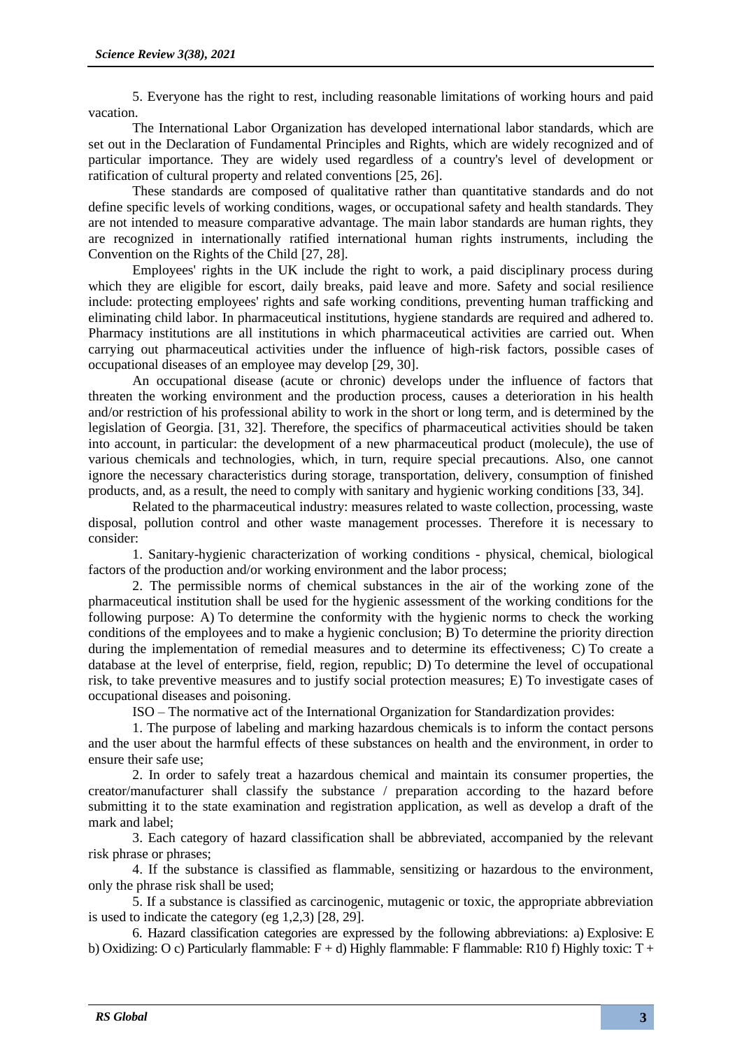5. Everyone has the right to rest, including reasonable limitations of working hours and paid vacation.

The International Labor Organization has developed international labor standards, which are set out in the Declaration of Fundamental Principles and Rights, which are widely recognized and of particular importance. They are widely used regardless of a country's level of development or ratification of cultural property and related conventions [25, 26].

These standards are composed of qualitative rather than quantitative standards and do not define specific levels of working conditions, wages, or occupational safety and health standards. They are not intended to measure comparative advantage. The main labor standards are human rights, they are recognized in internationally ratified international human rights instruments, including the Convention on the Rights of the Child [27, 28].

Employees' rights in the UK include the right to work, a paid disciplinary process during which they are eligible for escort, daily breaks, paid leave and more. Safety and social resilience include: protecting employees' rights and safe working conditions, preventing human trafficking and eliminating child labor. In pharmaceutical institutions, hygiene standards are required and adhered to. Pharmacy institutions are all institutions in which pharmaceutical activities are carried out. When carrying out pharmaceutical activities under the influence of high-risk factors, possible cases of occupational diseases of an employee may develop [29, 30].

An occupational disease (acute or chronic) develops under the influence of factors that threaten the working environment and the production process, causes a deterioration in his health and/or restriction of his professional ability to work in the short or long term, and is determined by the legislation of Georgia. [31, 32]. Therefore, the specifics of pharmaceutical activities should be taken into account, in particular: the development of a new pharmaceutical product (molecule), the use of various chemicals and technologies, which, in turn, require special precautions. Also, one cannot ignore the necessary characteristics during storage, transportation, delivery, consumption of finished products, and, as a result, the need to comply with sanitary and hygienic working conditions [33, 34].

Related to the pharmaceutical industry: measures related to waste collection, processing, waste disposal, pollution control and other waste management processes. Therefore it is necessary to consider:

1. Sanitary-hygienic characterization of working conditions - physical, chemical, biological factors of the production and/or working environment and the labor process;

2. The permissible norms of chemical substances in the air of the working zone of the pharmaceutical institution shall be used for the hygienic assessment of the working conditions for the following purpose: A) To determine the conformity with the hygienic norms to check the working conditions of the employees and to make a hygienic conclusion; B) To determine the priority direction during the implementation of remedial measures and to determine its effectiveness; C) To create a database at the level of enterprise, field, region, republic; D) To determine the level of occupational risk, to take preventive measures and to justify social protection measures; E) To investigate cases of occupational diseases and poisoning.

ISO – The normative act of the International Organization for Standardization provides:

1. The purpose of labeling and marking hazardous chemicals is to inform the contact persons and the user about the harmful effects of these substances on health and the environment, in order to ensure their safe use;

2. In order to safely treat a hazardous chemical and maintain its consumer properties, the creator/manufacturer shall classify the substance / preparation according to the hazard before submitting it to the state examination and registration application, as well as develop a draft of the mark and label;

3. Each category of hazard classification shall be abbreviated, accompanied by the relevant risk phrase or phrases;

4. If the substance is classified as flammable, sensitizing or hazardous to the environment, only the phrase risk shall be used;

5. If a substance is classified as carcinogenic, mutagenic or toxic, the appropriate abbreviation is used to indicate the category (eg 1,2,3) [28, 29].

6. Hazard classification categories are expressed by the following abbreviations: a) Explosive: E b) Oxidizing: O c) Particularly flammable: F + d) Highly flammable: F flammable: R10 f) Highly toxic: T +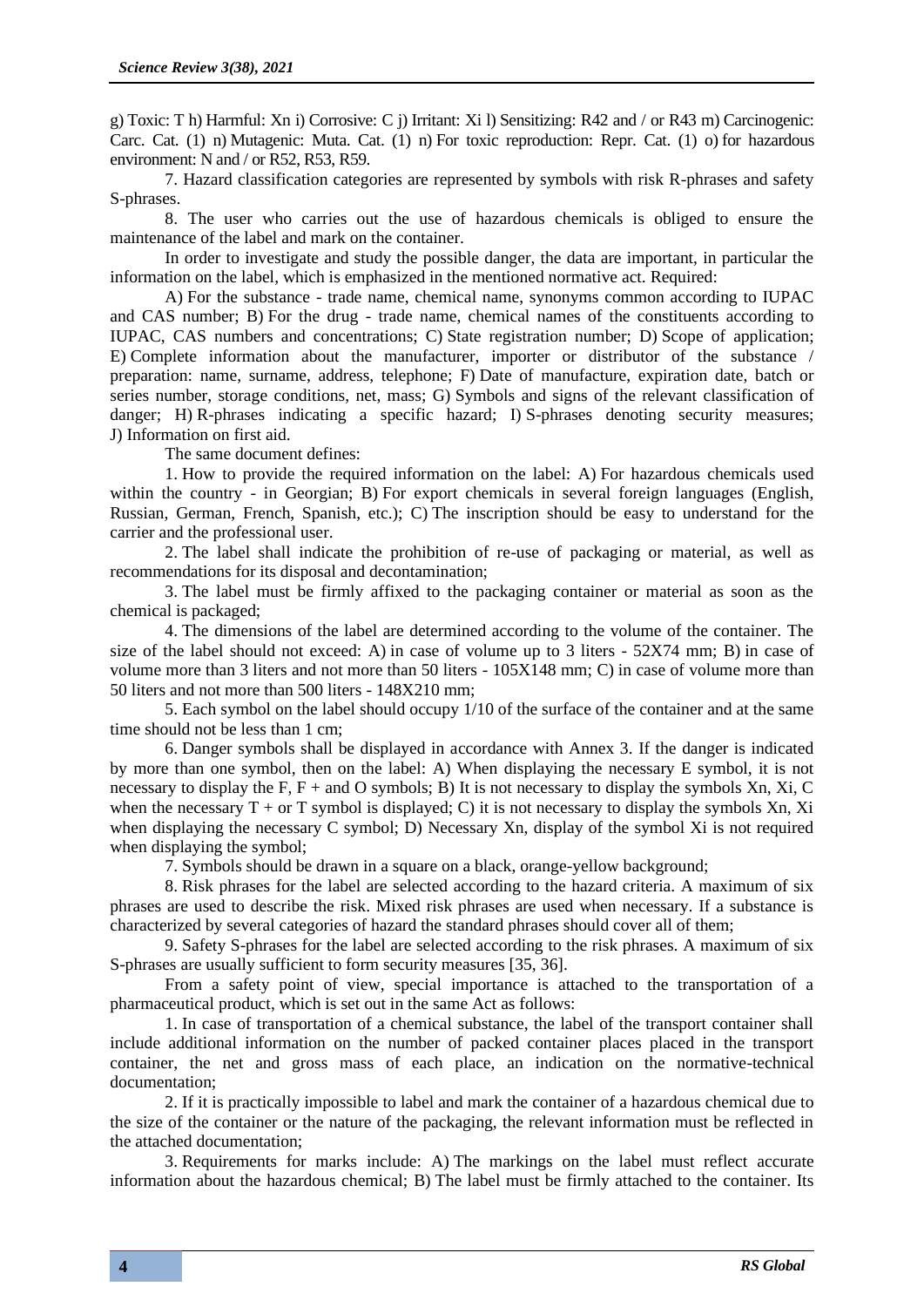g) Toxic: T h) Harmful: Xn i) Corrosive: C j) Irritant: Xi l) Sensitizing: R42 and / or R43 m) Carcinogenic: Carc. Cat. (1) n) Mutagenic: Muta. Cat. (1) n) For toxic reproduction: Repr. Cat. (1) o) for hazardous environment: N and / or R52, R53, R59.

7. Hazard classification categories are represented by symbols with risk R-phrases and safety S-phrases.

8. The user who carries out the use of hazardous chemicals is obliged to ensure the maintenance of the label and mark on the container.

In order to investigate and study the possible danger, the data are important, in particular the information on the label, which is emphasized in the mentioned normative act. Required:

A) For the substance - trade name, chemical name, synonyms common according to IUPAC and CAS number; B) For the drug - trade name, chemical names of the constituents according to IUPAC, CAS numbers and concentrations; C) State registration number; D) Scope of application; E) Complete information about the manufacturer, importer or distributor of the substance / preparation: name, surname, address, telephone; F) Date of manufacture, expiration date, batch or series number, storage conditions, net, mass; G) Symbols and signs of the relevant classification of danger; H) R-phrases indicating a specific hazard; I) S-phrases denoting security measures; J) Information on first aid.

The same document defines:

1. How to provide the required information on the label: A) For hazardous chemicals used within the country - in Georgian; B) For export chemicals in several foreign languages (English, Russian, German, French, Spanish, etc.); C) The inscription should be easy to understand for the carrier and the professional user.

2. The label shall indicate the prohibition of re-use of packaging or material, as well as recommendations for its disposal and decontamination;

3. The label must be firmly affixed to the packaging container or material as soon as the chemical is packaged;

4. The dimensions of the label are determined according to the volume of the container. The size of the label should not exceed: A) in case of volume up to 3 liters - 52X74 mm; B) in case of volume more than 3 liters and not more than 50 liters - 105X148 mm; C) in case of volume more than 50 liters and not more than 500 liters - 148X210 mm;

5. Each symbol on the label should occupy 1/10 of the surface of the container and at the same time should not be less than 1 cm;

6. Danger symbols shall be displayed in accordance with Annex 3. If the danger is indicated by more than one symbol, then on the label: A) When displaying the necessary E symbol, it is not necessary to display the F, F + and O symbols; B) It is not necessary to display the symbols Xn, Xi, C when the necessary T + or T symbol is displayed; C) it is not necessary to display the symbols Xn, Xi when displaying the necessary C symbol; D) Necessary Xn, display of the symbol Xi is not required when displaying the symbol;

7. Symbols should be drawn in a square on a black, orange-yellow background;

8. Risk phrases for the label are selected according to the hazard criteria. A maximum of six phrases are used to describe the risk. Mixed risk phrases are used when necessary. If a substance is characterized by several categories of hazard the standard phrases should cover all of them;

9. Safety S-phrases for the label are selected according to the risk phrases. A maximum of six S-phrases are usually sufficient to form security measures [35, 36].

From a safety point of view, special importance is attached to the transportation of a pharmaceutical product, which is set out in the same Act as follows:

1. In case of transportation of a chemical substance, the label of the transport container shall include additional information on the number of packed container places placed in the transport container, the net and gross mass of each place, an indication on the normative-technical documentation;

2. If it is practically impossible to label and mark the container of a hazardous chemical due to the size of the container or the nature of the packaging, the relevant information must be reflected in the attached documentation;

3. Requirements for marks include: A) The markings on the label must reflect accurate information about the hazardous chemical; B) The label must be firmly attached to the container. Its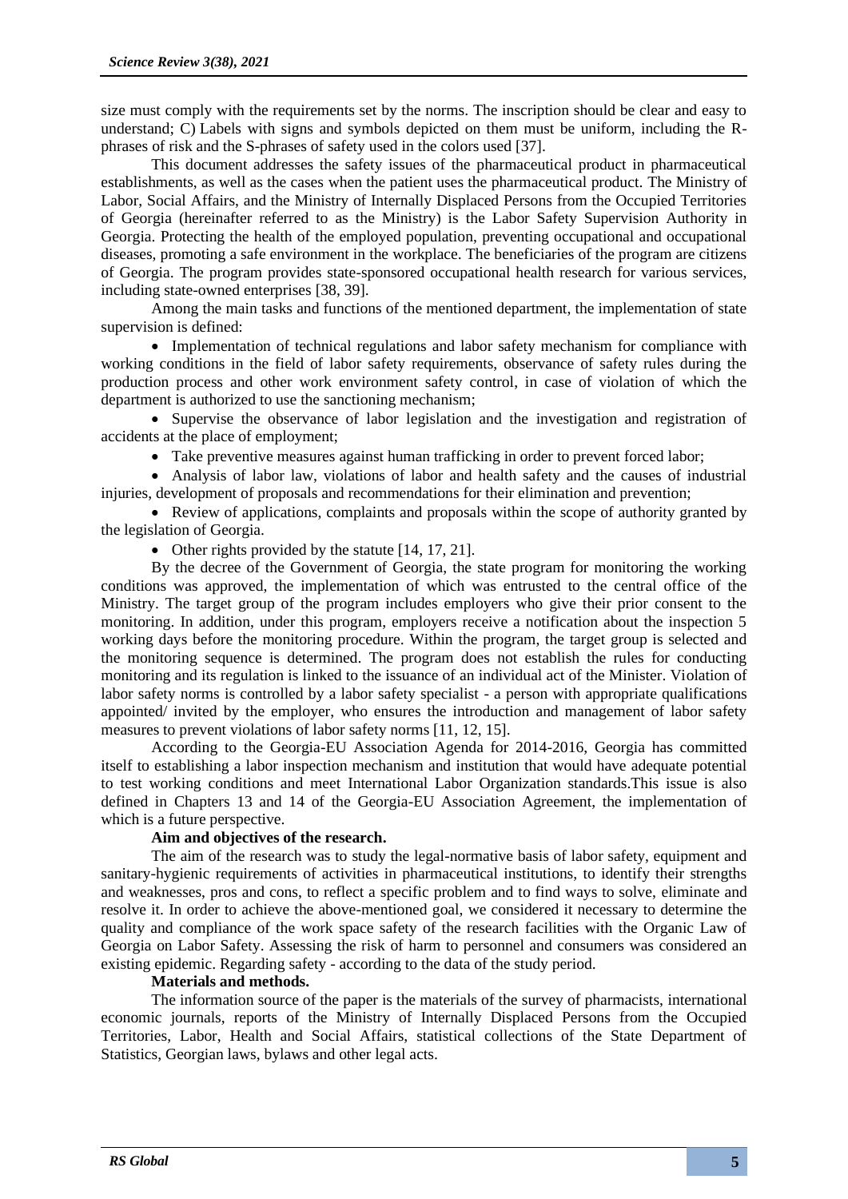size must comply with the requirements set by the norms. The inscription should be clear and easy to understand; C) Labels with signs and symbols depicted on them must be uniform, including the R-phrases of risk and the S-phrases of safety used in the colors used [37].

This document addresses the safety issues of the pharmaceutical product in pharmaceutical establishments, as well as the cases when the patient uses the pharmaceutical product. The Ministry of Labor, Social Affairs, and the Ministry of Internally Displaced Persons from the Occupied Territories of Georgia (hereinafter referred to as the Ministry) is the Labor Safety Supervision Authority in Georgia. Protecting the health of the employed population, preventing occupational and occupational diseases, promoting a safe environment in the workplace. The beneficiaries of the program are citizens of Georgia. The program provides state-sponsored occupational health research for various services, including state-owned enterprises [38, 39].

Among the main tasks and functions of the mentioned department, the implementation of state supervision is defined:

- Implementation of technical regulations and labor safety mechanism for compliance with working conditions in the field of labor safety requirements, observance of safety rules during the production process and other work environment safety control, in case of violation of which the department is authorized to use the sanctioning mechanism;
- Supervise the observance of labor legislation and the investigation and registration of accidents at the place of employment;
- Take preventive measures against human trafficking in order to prevent forced labor;
- Analysis of labor law, violations of labor and health safety and the causes of industrial injuries, development of proposals and recommendations for their elimination and prevention;
- Review of applications, complaints and proposals within the scope of authority granted by the legislation of Georgia.
- Other rights provided by the statute [14, 17, 21].

By the decree of the Government of Georgia, the state program for monitoring the working conditions was approved, the implementation of which was entrusted to the central office of the Ministry. The target group of the program includes employers who give their prior consent to the monitoring. In addition, under this program, employers receive a notification about the inspection 5 working days before the monitoring procedure. Within the program, the target group is selected and the monitoring sequence is determined. The program does not establish the rules for conducting monitoring and its regulation is linked to the issuance of an individual act of the Minister. Violation of labor safety norms is controlled by a labor safety specialist - a person with appropriate qualifications appointed/ invited by the employer, who ensures the introduction and management of labor safety measures to prevent violations of labor safety norms [11, 12, 15].

According to the Georgia-EU Association Agenda for 2014-2016, Georgia has committed itself to establishing a labor inspection mechanism and institution that would have adequate potential to test working conditions and meet International Labor Organization standards.This issue is also defined in Chapters 13 and 14 of the Georgia-EU Association Agreement, the implementation of which is a future perspective.

**Aim and objectives of the research.**

The aim of the research was to study the legal-normative basis of labor safety, equipment and sanitary-hygienic requirements of activities in pharmaceutical institutions, to identify their strengths and weaknesses, pros and cons, to reflect a specific problem and to find ways to solve, eliminate and resolve it. In order to achieve the above-mentioned goal, we considered it necessary to determine the quality and compliance of the work space safety of the research facilities with the Organic Law of Georgia on Labor Safety. Assessing the risk of harm to personnel and consumers was considered an existing epidemic. Regarding safety - according to the data of the study period.

**Materials and methods.**

The information source of the paper is the materials of the survey of pharmacists, international economic journals, reports of the Ministry of Internally Displaced Persons from the Occupied Territories, Labor, Health and Social Affairs, statistical collections of the State Department of Statistics, Georgian laws, bylaws and other legal acts.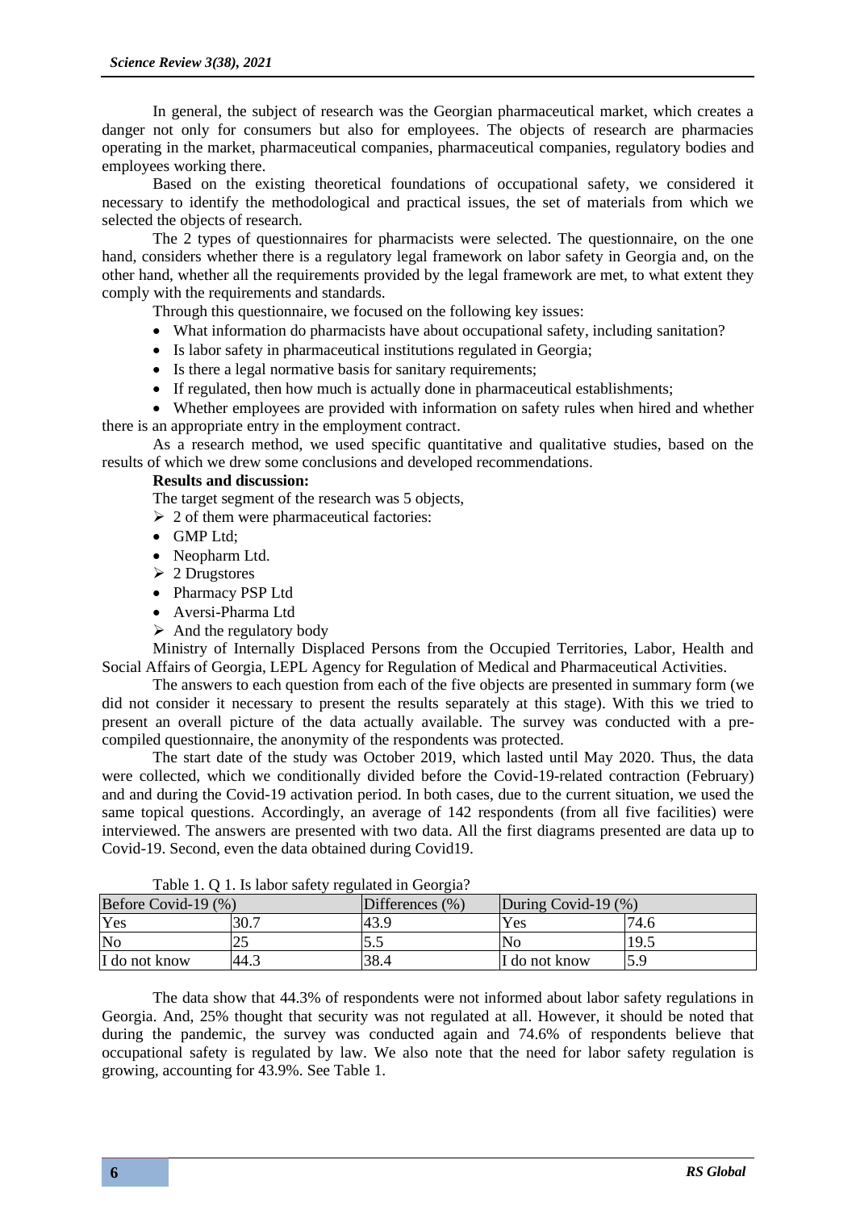In general, the subject of research was the Georgian pharmaceutical market, which creates a danger not only for consumers but also for employees. The objects of research are pharmacies operating in the market, pharmaceutical companies, pharmaceutical companies, regulatory bodies and employees working there.

Based on the existing theoretical foundations of occupational safety, we considered it necessary to identify the methodological and practical issues, the set of materials from which we selected the objects of research.

The 2 types of questionnaires for pharmacists were selected. The questionnaire, on the one hand, considers whether there is a regulatory legal framework on labor safety in Georgia and, on the other hand, whether all the requirements provided by the legal framework are met, to what extent they comply with the requirements and standards.

Through this questionnaire, we focused on the following key issues:

- What information do pharmacists have about occupational safety, including sanitation?
- Is labor safety in pharmaceutical institutions regulated in Georgia;
- Is there a legal normative basis for sanitary requirements;
- If regulated, then how much is actually done in pharmaceutical establishments;
- Whether employees are provided with information on safety rules when hired and whether there is an appropriate entry in the employment contract.

As a research method, we used specific quantitative and qualitative studies, based on the results of which we drew some conclusions and developed recommendations.

**Results and discussion:**

The target segment of the research was 5 objects,

- 2 of them were pharmaceutical factories:
  - GMP Ltd;
  - Neopharm Ltd.
- 2 Drugstores
  - Pharmacy PSP Ltd
  - Aversi-Pharma Ltd
- And the regulatory body

Ministry of Internally Displaced Persons from the Occupied Territories, Labor, Health and Social Affairs of Georgia, LEPL Agency for Regulation of Medical and Pharmaceutical Activities.

The answers to each question from each of the five objects are presented in summary form (we did not consider it necessary to present the results separately at this stage). With this we tried to present an overall picture of the data actually available. The survey was conducted with a pre-compiled questionnaire, the anonymity of the respondents was protected.

The start date of the study was October 2019, which lasted until May 2020. Thus, the data were collected, which we conditionally divided before the Covid-19-related contraction (February) and and during the Covid-19 activation period. In both cases, due to the current situation, we used the same topical questions. Accordingly, an average of 142 respondents (from all five facilities) were interviewed. The answers are presented with two data. All the first diagrams presented are data up to Covid-19. Second, even the data obtained during Covid19.

Table 1. Q 1. Is labor safety regulated in Georgia?

| Before Covid-19 (%) | | Differences (%) | During Covid-19 (%) | |
|---|---|---|---|---|
| Yes | 30.7 | 43.9 | Yes | 74.6 |
| No | 25 | 5.5 | No | 19.5 |
| I do not know | 44.3 | 38.4 | I do not know | 5.9 |

The data show that 44.3% of respondents were not informed about labor safety regulations in Georgia. And, 25% thought that security was not regulated at all. However, it should be noted that during the pandemic, the survey was conducted again and 74.6% of respondents believe that occupational safety is regulated by law. We also note that the need for labor safety regulation is growing, accounting for 43.9%. See Table 1.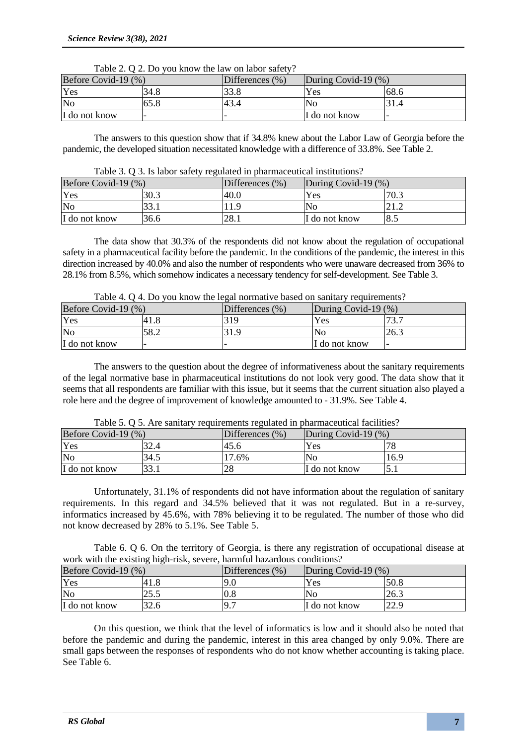Table 2. Q 2. Do you know the law on labor safety?

| Before Covid-19 (%) | | Differences (%) | During Covid-19 (%) | |
|---|---|---|---|---|
| Yes | 34.8 | 33.8 | Yes | 68.6 |
| No | 65.8 | 43.4 | No | 31.4 |
| I do not know | - | - | I do not know | - |

The answers to this question show that if 34.8% knew about the Labor Law of Georgia before the pandemic, the developed situation necessitated knowledge with a difference of 33.8%. See Table 2.

Table 3. Q 3. Is labor safety regulated in pharmaceutical institutions?

| Before Covid-19 (%) | | Differences (%) | During Covid-19 (%) | |
|---|---|---|---|---|
| Yes | 30.3 | 40.0 | Yes | 70.3 |
| No | 33.1 | 11.9 | No | 21.2 |
| I do not know | 36.6 | 28.1 | I do not know | 8.5 |

The data show that 30.3% of the respondents did not know about the regulation of occupational safety in a pharmaceutical facility before the pandemic. In the conditions of the pandemic, the interest in this direction increased by 40.0% and also the number of respondents who were unaware decreased from 36% to 28.1% from 8.5%, which somehow indicates a necessary tendency for self-development. See Table 3.

Table 4. Q 4. Do you know the legal normative based on sanitary requirements?

| Before Covid-19 (%) | | Differences (%) | During Covid-19 (%) | |
|---|---|---|---|---|
| Yes | 41.8 | 319 | Yes | 73.7 |
| No | 58.2 | 31.9 | No | 26.3 |
| I do not know | - | - | I do not know | - |

The answers to the question about the degree of informativeness about the sanitary requirements of the legal normative base in pharmaceutical institutions do not look very good. The data show that it seems that all respondents are familiar with this issue, but it seems that the current situation also played a role here and the degree of improvement of knowledge amounted to - 31.9%. See Table 4.

Table 5. Q 5. Are sanitary requirements regulated in pharmaceutical facilities?

| Before Covid-19 (%) | | Differences (%) | During Covid-19 (%) | |
|---|---|---|---|---|
| Yes | 32.4 | 45.6 | Yes | 78 |
| No | 34.5 | 17.6% | No | 16.9 |
| I do not know | 33.1 | 28 | I do not know | 5.1 |

Unfortunately, 31.1% of respondents did not have information about the regulation of sanitary requirements. In this regard and 34.5% believed that it was not regulated. But in a re-survey, informatics increased by 45.6%, with 78% believing it to be regulated. The number of those who did not know decreased by 28% to 5.1%. See Table 5.

Table 6. Q 6. On the territory of Georgia, is there any registration of occupational disease at work with the existing high-risk, severe, harmful hazardous conditions?

| Before Covid-19 (%) | | Differences (%) | During Covid-19 (%) | |
|---|---|---|---|---|
| Yes | 41.8 | 9.0 | Yes | 50.8 |
| No | 25.5 | 0.8 | No | 26.3 |
| I do not know | 32.6 | 9.7 | I do not know | 22.9 |

On this question, we think that the level of informatics is low and it should also be noted that before the pandemic and during the pandemic, interest in this area changed by only 9.0%. There are small gaps between the responses of respondents who do not know whether accounting is taking place. See Table 6.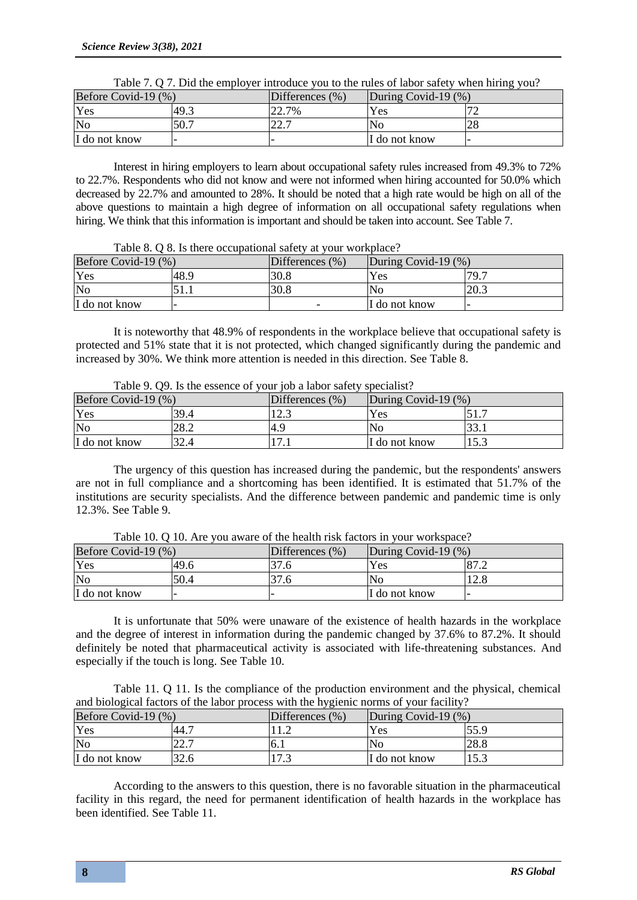Table 7. Q 7. Did the employer introduce you to the rules of labor safety when hiring you?

| Before Covid-19 (%) | | Differences (%) | During Covid-19 (%) | |
|---|---|---|---|---|
| Yes | 49.3 | 22.7% | Yes | 72 |
| No | 50.7 | 22.7 | No | 28 |
| I do not know | - | - | I do not know | - |

Interest in hiring employers to learn about occupational safety rules increased from 49.3% to 72% to 22.7%. Respondents who did not know and were not informed when hiring accounted for 50.0% which decreased by 22.7% and amounted to 28%. It should be noted that a high rate would be high on all of the above questions to maintain a high degree of information on all occupational safety regulations when hiring. We think that this information is important and should be taken into account. See Table 7.

Table 8. Q 8. Is there occupational safety at your workplace?

| Before Covid-19 (%) | | Differences (%) | During Covid-19 (%) | |
|---|---|---|---|---|
| Yes | 48.9 | 30.8 | Yes | 79.7 |
| No | 51.1 | 30.8 | No | 20.3 |
| I do not know | - | - | I do not know | - |

It is noteworthy that 48.9% of respondents in the workplace believe that occupational safety is protected and 51% state that it is not protected, which changed significantly during the pandemic and increased by 30%. We think more attention is needed in this direction. See Table 8.

Table 9. Q9. Is the essence of your job a labor safety specialist?

| Before Covid-19 (%) | | Differences (%) | During Covid-19 (%) | |
|---|---|---|---|---|
| Yes | 39.4 | 12.3 | Yes | 51.7 |
| No | 28.2 | 4.9 | No | 33.1 |
| I do not know | 32.4 | 17.1 | I do not know | 15.3 |

The urgency of this question has increased during the pandemic, but the respondents' answers are not in full compliance and a shortcoming has been identified. It is estimated that 51.7% of the institutions are security specialists. And the difference between pandemic and pandemic time is only 12.3%. See Table 9.

Table 10. Q 10. Are you aware of the health risk factors in your workspace?

| Before Covid-19 (%) | | Differences (%) | During Covid-19 (%) | |
|---|---|---|---|---|
| Yes | 49.6 | 37.6 | Yes | 87.2 |
| No | 50.4 | 37.6 | No | 12.8 |
| I do not know | - | - | I do not know | - |

It is unfortunate that 50% were unaware of the existence of health hazards in the workplace and the degree of interest in information during the pandemic changed by 37.6% to 87.2%. It should definitely be noted that pharmaceutical activity is associated with life-threatening substances. And especially if the touch is long. See Table 10.

Table 11. Q 11. Is the compliance of the production environment and the physical, chemical and biological factors of the labor process with the hygienic norms of your facility?

| Before Covid-19 (%) | | Differences (%) | During Covid-19 (%) | |
|---|---|---|---|---|
| Yes | 44.7 | 11.2 | Yes | 55.9 |
| No | 22.7 | 6.1 | No | 28.8 |
| I do not know | 32.6 | 17.3 | I do not know | 15.3 |

According to the answers to this question, there is no favorable situation in the pharmaceutical facility in this regard, the need for permanent identification of health hazards in the workplace has been identified. See Table 11.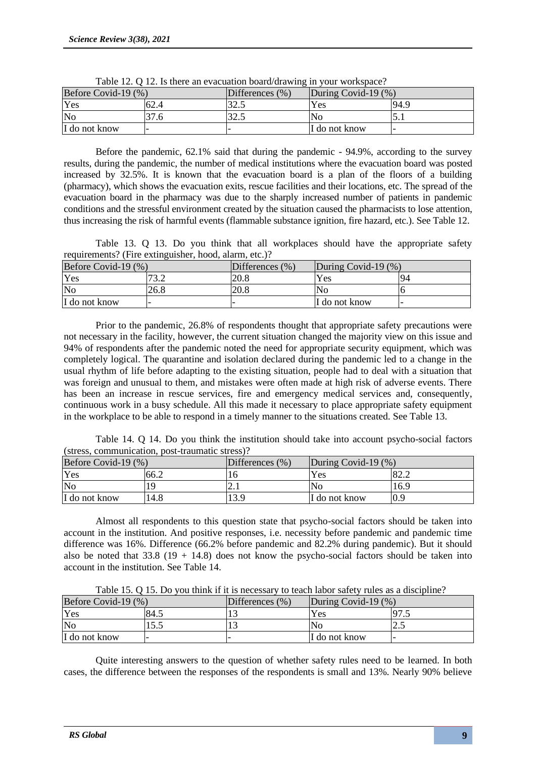Table 12. Q 12. Is there an evacuation board/drawing in your workspace?

| Before Covid-19 (%) | | Differences (%) | During Covid-19 (%) | |
|---|---|---|---|---|
| Yes | 62.4 | 32.5 | Yes | 94.9 |
| No | 37.6 | 32.5 | No | 5.1 |
| I do not know | - | - | I do not know | - |

Before the pandemic, 62.1% said that during the pandemic - 94.9%, according to the survey results, during the pandemic, the number of medical institutions where the evacuation board was posted increased by 32.5%. It is known that the evacuation board is a plan of the floors of a building (pharmacy), which shows the evacuation exits, rescue facilities and their locations, etc. The spread of the evacuation board in the pharmacy was due to the sharply increased number of patients in pandemic conditions and the stressful environment created by the situation caused the pharmacists to lose attention, thus increasing the risk of harmful events (flammable substance ignition, fire hazard, etc.). See Table 12.

Table 13. Q 13. Do you think that all workplaces should have the appropriate safety requirements? (Fire extinguisher, hood, alarm, etc.)?

| Before Covid-19 (%) | | Differences (%) | During Covid-19 (%) | |
|---|---|---|---|---|
| Yes | 73.2 | 20.8 | Yes | 94 |
| No | 26.8 | 20.8 | No | 6 |
| I do not know | - | - | I do not know | - |

Prior to the pandemic, 26.8% of respondents thought that appropriate safety precautions were not necessary in the facility, however, the current situation changed the majority view on this issue and 94% of respondents after the pandemic noted the need for appropriate security equipment, which was completely logical. The quarantine and isolation declared during the pandemic led to a change in the usual rhythm of life before adapting to the existing situation, people had to deal with a situation that was foreign and unusual to them, and mistakes were often made at high risk of adverse events. There has been an increase in rescue services, fire and emergency medical services and, consequently, continuous work in a busy schedule. All this made it necessary to place appropriate safety equipment in the workplace to be able to respond in a timely manner to the situations created. See Table 13.

Table 14. Q 14. Do you think the institution should take into account psycho-social factors (stress, communication, post-traumatic stress)?

| Before Covid-19 (%) | | Differences (%) | During Covid-19 (%) | |
|---|---|---|---|---|
| Yes | 66.2 | 16 | Yes | 82.2 |
| No | 19 | 2.1 | No | 16.9 |
| I do not know | 14.8 | 13.9 | I do not know | 0.9 |

Almost all respondents to this question state that psycho-social factors should be taken into account in the institution. And positive responses, i.e. necessity before pandemic and pandemic time difference was 16%. Difference (66.2% before pandemic and 82.2% during pandemic). But it should also be noted that 33.8 (19 + 14.8) does not know the psycho-social factors should be taken into account in the institution. See Table 14.

Table 15. Q 15. Do you think if it is necessary to teach labor safety rules as a discipline?

| Before Covid-19 (%) | | Differences (%) | During Covid-19 (%) | |
|---|---|---|---|---|
| Yes | 84.5 | 13 | Yes | 97.5 |
| No | 15.5 | 13 | No | 2.5 |
| I do not know | - | - | I do not know | - |

Quite interesting answers to the question of whether safety rules need to be learned. In both cases, the difference between the responses of the respondents is small and 13%. Nearly 90% believe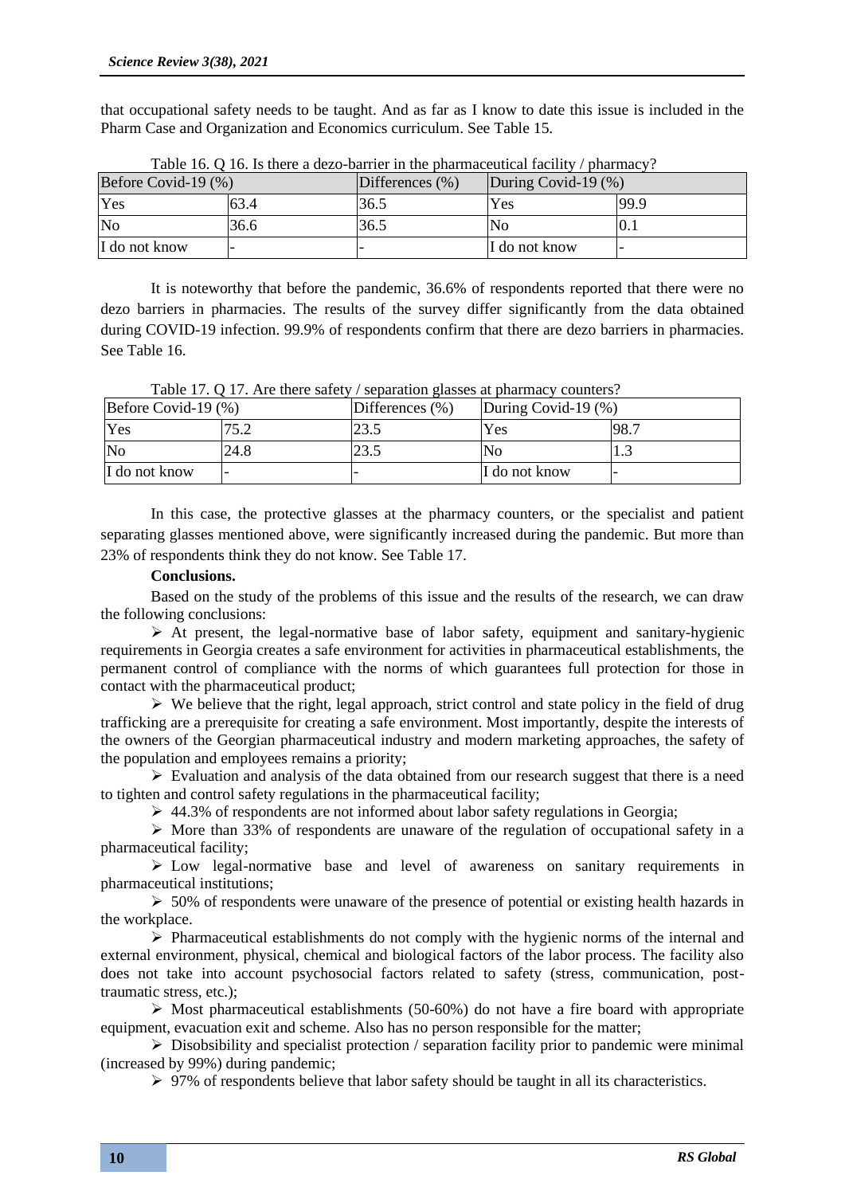that occupational safety needs to be taught. And as far as I know to date this issue is included in the Pharm Case and Organization and Economics curriculum. See Table 15.

Table 16. Q 16. Is there a dezo-barrier in the pharmaceutical facility / pharmacy?

| Before Covid-19 (%) | | Differences (%) | During Covid-19 (%) | |
|---|---|---|---|---|
| Yes | 63.4 | 36.5 | Yes | 99.9 |
| No | 36.6 | 36.5 | No | 0.1 |
| I do not know | - | - | I do not know | - |

It is noteworthy that before the pandemic, 36.6% of respondents reported that there were no dezo barriers in pharmacies. The results of the survey differ significantly from the data obtained during COVID-19 infection. 99.9% of respondents confirm that there are dezo barriers in pharmacies. See Table 16.

Table 17. Q 17. Are there safety / separation glasses at pharmacy counters?

| Before Covid-19 (%) | | Differences (%) | During Covid-19 (%) | |
|---|---|---|---|---|
| Yes | 75.2 | 23.5 | Yes | 98.7 |
| No | 24.8 | 23.5 | No | 1.3 |
| I do not know | - | - | I do not know | - |

In this case, the protective glasses at the pharmacy counters, or the specialist and patient separating glasses mentioned above, were significantly increased during the pandemic. But more than 23% of respondents think they do not know. See Table 17.

**Conclusions.**

Based on the study of the problems of this issue and the results of the research, we can draw the following conclusions:

- At present, the legal-normative base of labor safety, equipment and sanitary-hygienic requirements in Georgia creates a safe environment for activities in pharmaceutical establishments, the permanent control of compliance with the norms of which guarantees full protection for those in contact with the pharmaceutical product;
- We believe that the right, legal approach, strict control and state policy in the field of drug trafficking are a prerequisite for creating a safe environment. Most importantly, despite the interests of the owners of the Georgian pharmaceutical industry and modern marketing approaches, the safety of the population and employees remains a priority;
- Evaluation and analysis of the data obtained from our research suggest that there is a need to tighten and control safety regulations in the pharmaceutical facility;
- 44.3% of respondents are not informed about labor safety regulations in Georgia;
- More than 33% of respondents are unaware of the regulation of occupational safety in a pharmaceutical facility;
- Low legal-normative base and level of awareness on sanitary requirements in pharmaceutical institutions;
- 50% of respondents were unaware of the presence of potential or existing health hazards in the workplace.
- Pharmaceutical establishments do not comply with the hygienic norms of the internal and external environment, physical, chemical and biological factors of the labor process. The facility also does not take into account psychosocial factors related to safety (stress, communication, post-traumatic stress, etc.);
- Most pharmaceutical establishments (50-60%) do not have a fire board with appropriate equipment, evacuation exit and scheme. Also has no person responsible for the matter;
- Disobsibility and specialist protection / separation facility prior to pandemic were minimal (increased by 99%) during pandemic;
- 97% of respondents believe that labor safety should be taught in all its characteristics.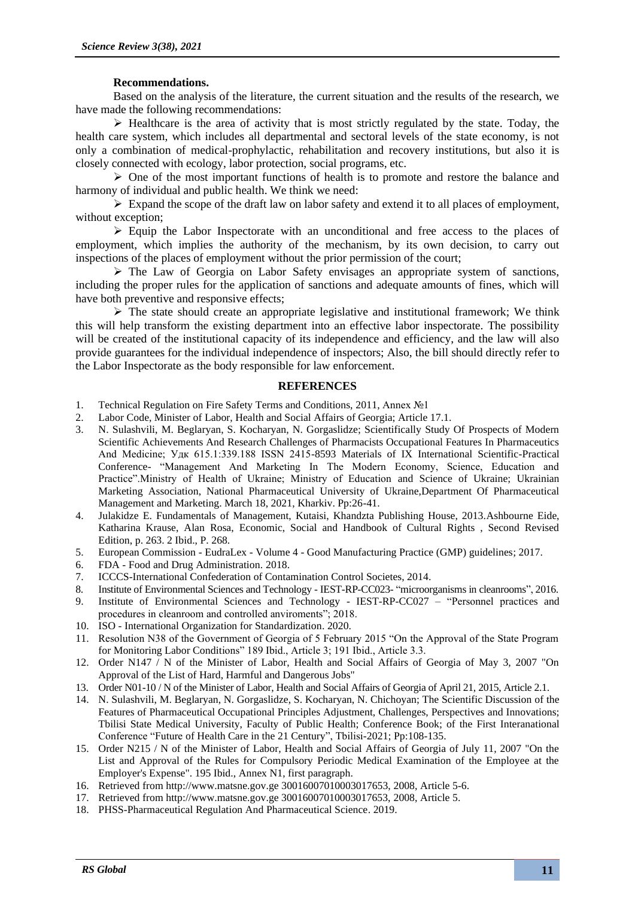**Recommendations.**

Based on the analysis of the literature, the current situation and the results of the research, we have made the following recommendations:

- Healthcare is the area of activity that is most strictly regulated by the state. Today, the health care system, which includes all departmental and sectoral levels of the state economy, is not only a combination of medical-prophylactic, rehabilitation and recovery institutions, but also it is closely connected with ecology, labor protection, social programs, etc.
- One of the most important functions of health is to promote and restore the balance and harmony of individual and public health. We think we need:
- Expand the scope of the draft law on labor safety and extend it to all places of employment, without exception;
- Equip the Labor Inspectorate with an unconditional and free access to the places of employment, which implies the authority of the mechanism, by its own decision, to carry out inspections of the places of employment without the prior permission of the court;
- The Law of Georgia on Labor Safety envisages an appropriate system of sanctions, including the proper rules for the application of sanctions and adequate amounts of fines, which will have both preventive and responsive effects;
- The state should create an appropriate legislative and institutional framework; We think this will help transform the existing department into an effective labor inspectorate. The possibility will be created of the institutional capacity of its independence and efficiency, and the law will also provide guarantees for the individual independence of inspectors; Also, the bill should directly refer to the Labor Inspectorate as the body responsible for law enforcement.

## REFERENCES

1. Technical Regulation on Fire Safety Terms and Conditions, 2011, Annex №1
2. Labor Code, Minister of Labor, Health and Social Affairs of Georgia; Article 17.1.
3. N. Sulashvili, M. Beglaryan, S. Kocharyan, N. Gorgaslidze; Scientifically Study Of Prospects of Modern Scientific Achievements And Research Challenges of Pharmacists Occupational Features In Pharmaceutics And Medicine; Удк 615.1:339.188 ISSN 2415-8593 Materials of IX International Scientific-Practical Conference- "Management And Marketing In The Modern Economy, Science, Education and Practice".Ministry of Health of Ukraine; Ministry of Education and Science of Ukraine; Ukrainian Marketing Association, National Pharmaceutical University of Ukraine,Department Of Pharmaceutical Management and Marketing. March 18, 2021, Kharkiv. Pp:26-41.
4. Julakidze E. Fundamentals of Management, Kutaisi, Khandzta Publishing House, 2013.Ashbourne Eide, Katharina Krause, Alan Rosa, Economic, Social and Handbook of Cultural Rights , Second Revised Edition, p. 263. 2 Ibid., P. 268.
5. European Commission - EudraLex - Volume 4 - Good Manufacturing Practice (GMP) guidelines; 2017.
6. FDA - Food and Drug Administration. 2018.
7. ICCCS-International Confederation of Contamination Control Societes, 2014.
8. Institute of Environmental Sciences and Technology - IEST-RP-CC023- "microorganisms in cleanrooms", 2016.
9. Institute of Environmental Sciences and Technology - IEST-RP-CC027 – "Personnel practices and procedures in cleanroom and controlled anviroments"; 2018.
10. ISO - International Organization for Standardization. 2020.
11. Resolution N38 of the Government of Georgia of 5 February 2015 "On the Approval of the State Program for Monitoring Labor Conditions" 189 Ibid., Article 3; 191 Ibid., Article 3.3.
12. Order N147 / N of the Minister of Labor, Health and Social Affairs of Georgia of May 3, 2007 "On Approval of the List of Hard, Harmful and Dangerous Jobs"
13. Order N01-10 / N of the Minister of Labor, Health and Social Affairs of Georgia of April 21, 2015, Article 2.1.
14. N. Sulashvili, M. Beglaryan, N. Gorgaslidze, S. Kocharyan, N. Chichoyan; The Scientific Discussion of the Features of Pharmaceutical Occupational Principles Adjustment, Challenges, Perspectives and Innovations; Tbilisi State Medical University, Faculty of Public Health; Conference Book; of the First Interanational Conference "Future of Health Care in the 21 Century", Tbilisi-2021; Pp:108-135.
15. Order N215 / N of the Minister of Labor, Health and Social Affairs of Georgia of July 11, 2007 "On the List and Approval of the Rules for Compulsory Periodic Medical Examination of the Employee at the Employer's Expense". 195 Ibid., Annex N1, first paragraph.
16. Retrieved from http://www.matsne.gov.ge 30016007010003017653, 2008, Article 5-6.
17. Retrieved from http://www.matsne.gov.ge 30016007010003017653, 2008, Article 5.
18. PHSS-Pharmaceutical Regulation And Pharmaceutical Science. 2019.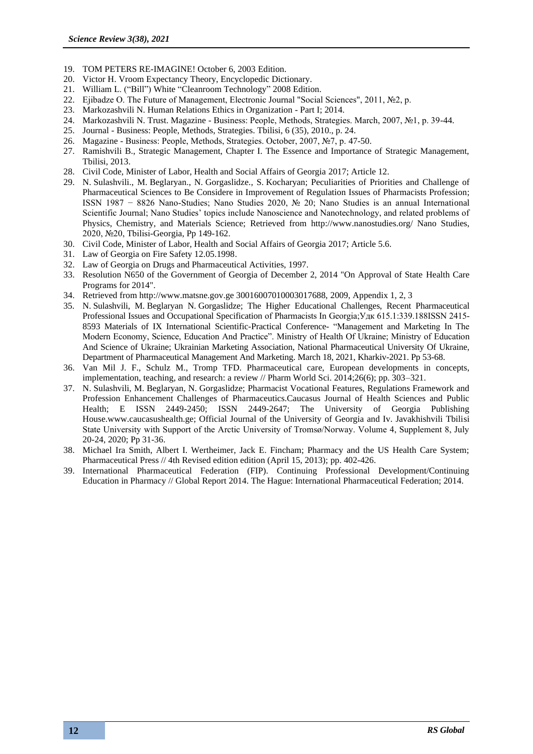19. TOM PETERS RE-IMAGINE! October 6, 2003 Edition.
20. Victor H. Vroom Expectancy Theory, Encyclopedic Dictionary.
21. William L. ("Bill") White "Cleanroom Technology" 2008 Edition.
22. Ejibadze O. The Future of Management, Electronic Journal "Social Sciences", 2011, №2, p.
23. Markozashvili N. Human Relations Ethics in Organization - Part I; 2014.
24. Markozashvili N. Trust. Magazine - Business: People, Methods, Strategies. March, 2007, №1, p. 39-44.
25. Journal - Business: People, Methods, Strategies. Tbilisi, 6 (35), 2010., p. 24.
26. Magazine - Business: People, Methods, Strategies. October, 2007, №7, p. 47-50.
27. Ramishvili B., Strategic Management, Chapter I. The Essence and Importance of Strategic Management, Tbilisi, 2013.
28. Civil Code, Minister of Labor, Health and Social Affairs of Georgia 2017; Article 12.
29. N. Sulashvili., M. Beglaryan., N. Gorgaslidze., S. Kocharyan; Peculiarities of Priorities and Challenge of Pharmaceutical Sciences to Be Considere in Improvement of Regulation Issues of Pharmacists Profession; ISSN 1987 − 8826 Nano-Studies; Nano Studies 2020, № 20; Nano Studies is an annual International Scientific Journal; Nano Studies' topics include Nanoscience and Nanotechnology, and related problems of Physics, Chemistry, and Materials Science; Retrieved from http://www.nanostudies.org/ Nano Studies, 2020, №20, Tbilisi-Georgia, Pp 149-162.
30. Civil Code, Minister of Labor, Health and Social Affairs of Georgia 2017; Article 5.6.
31. Law of Georgia on Fire Safety 12.05.1998.
32. Law of Georgia on Drugs and Pharmaceutical Activities, 1997.
33. Resolution N650 of the Government of Georgia of December 2, 2014 "On Approval of State Health Care Programs for 2014".
34. Retrieved from http://www.matsne.gov.ge 30016007010003017688, 2009, Appendix 1, 2, 3
35. N. Sulashvili, M. Beglaryan N. Gorgaslidze; The Higher Educational Challenges, Recent Pharmaceutical Professional Issues and Occupational Specification of Pharmacists In Georgia;Удк 615.1:339.188ISSN 2415-8593 Materials of IX International Scientific-Practical Conference- "Management and Marketing In The Modern Economy, Science, Education And Practice". Ministry of Health Of Ukraine; Ministry of Education And Science of Ukraine; Ukrainian Marketing Association, National Pharmaceutical University Of Ukraine, Department of Pharmaceutical Management And Marketing. March 18, 2021, Kharkiv-2021. Pp 53-68.
36. Van Mil J. F., Schulz M., Tromp TFD. Pharmaceutical care, European developments in concepts, implementation, teaching, and research: a review // Pharm World Sci. 2014;26(6); pp. 303–321.
37. N. Sulashvili, M. Beglaryan, N. Gorgaslidze; Pharmacist Vocational Features, Regulations Framework and Profession Enhancement Challenges of Pharmaceutics.Caucasus Journal of Health Sciences and Public Health; E ISSN 2449-2450; ISSN 2449-2647; The University of Georgia Publishing House.www.caucasushealth.ge; Official Journal of the University of Georgia and Iv. Javakhishvili Tbilisi State University with Support of the Arctic University of Tromsø/Norway. Volume 4, Supplement 8, July 20-24, 2020; Pp 31-36.
38. Michael Ira Smith, Albert I. Wertheimer, Jack E. Fincham; Pharmacy and the US Health Care System; Pharmaceutical Press // 4th Revised edition edition (April 15, 2013); pp. 402-426.
39. International Pharmaceutical Federation (FIP). Continuing Professional Development/Continuing Education in Pharmacy // Global Report 2014. The Hague: International Pharmaceutical Federation; 2014.